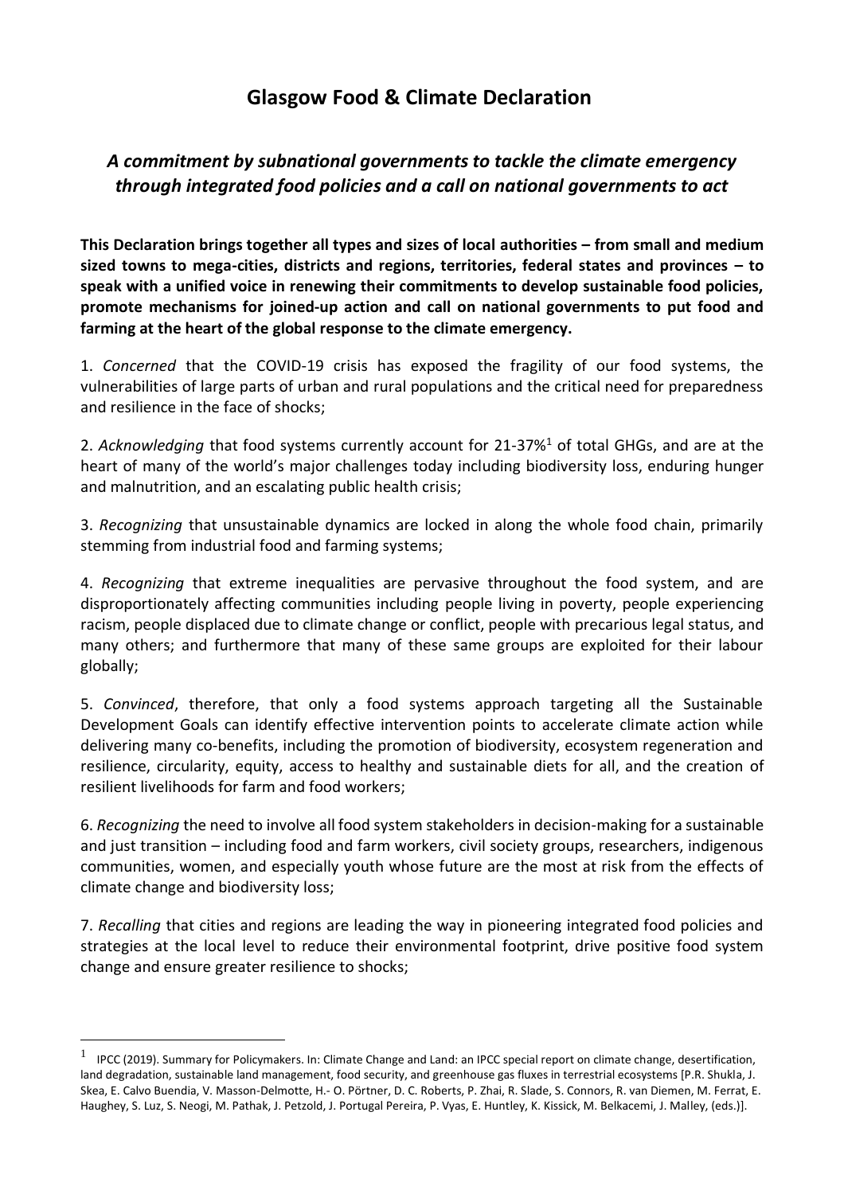# Glasgow Food & Climate Declaration

## *A commitment by subnational governments to tackle the climate emergency through integrated food policies and a call on national governments to act*

**This Declaration brings together all types and sizes of local authorities – from small and medium sized towns to mega-cities, districts and regions, territories, federal states and provinces – to speak with a unified voice in renewing their commitments to develop sustainable food policies, promote mechanisms for joined-up action and call on national governments to put food and farming at the heart of the global response to the climate emergency.**

1. *Concerned* that the COVID-19 crisis has exposed the fragility of our food systems, the vulnerabilities of large parts of urban and rural populations and the critical need for preparedness and resilience in the face of shocks;

2. *Acknowledging* that food systems currently account for 21-37%[1] of total GHGs, and are at the heart of many of the world's major challenges today including biodiversity loss, enduring hunger and malnutrition, and an escalating public health crisis;

3. *Recognizing* that unsustainable dynamics are locked in along the whole food chain, primarily stemming from industrial food and farming systems;

4. *Recognizing* that extreme inequalities are pervasive throughout the food system, and are disproportionately affecting communities including people living in poverty, people experiencing racism, people displaced due to climate change or conflict, people with precarious legal status, and many others; and furthermore that many of these same groups are exploited for their labour globally;

5. *Convinced*, therefore, that only a food systems approach targeting all the Sustainable Development Goals can identify effective intervention points to accelerate climate action while delivering many co-benefits, including the promotion of biodiversity, ecosystem regeneration and resilience, circularity, equity, access to healthy and sustainable diets for all, and the creation of resilient livelihoods for farm and food workers;

6. *Recognizing* the need to involve all food system stakeholders in decision-making for a sustainable and just transition – including food and farm workers, civil society groups, researchers, indigenous communities, women, and especially youth whose future are the most at risk from the effects of climate change and biodiversity loss;

7. *Recalling* that cities and regions are leading the way in pioneering integrated food policies and strategies at the local level to reduce their environmental footprint, drive positive food system change and ensure greater resilience to shocks;

---

[1] IPCC (2019). Summary for Policymakers. In: Climate Change and Land: an IPCC special report on climate change, desertification, land degradation, sustainable land management, food security, and greenhouse gas fluxes in terrestrial ecosystems [P.R. Shukla, J. Skea, E. Calvo Buendia, V. Masson-Delmotte, H.- O. Pörtner, D. C. Roberts, P. Zhai, R. Slade, S. Connors, R. van Diemen, M. Ferrat, E. Haughey, S. Luz, S. Neogi, M. Pathak, J. Petzold, J. Portugal Pereira, P. Vyas, E. Huntley, K. Kissick, M. Belkacemi, J. Malley, (eds.)].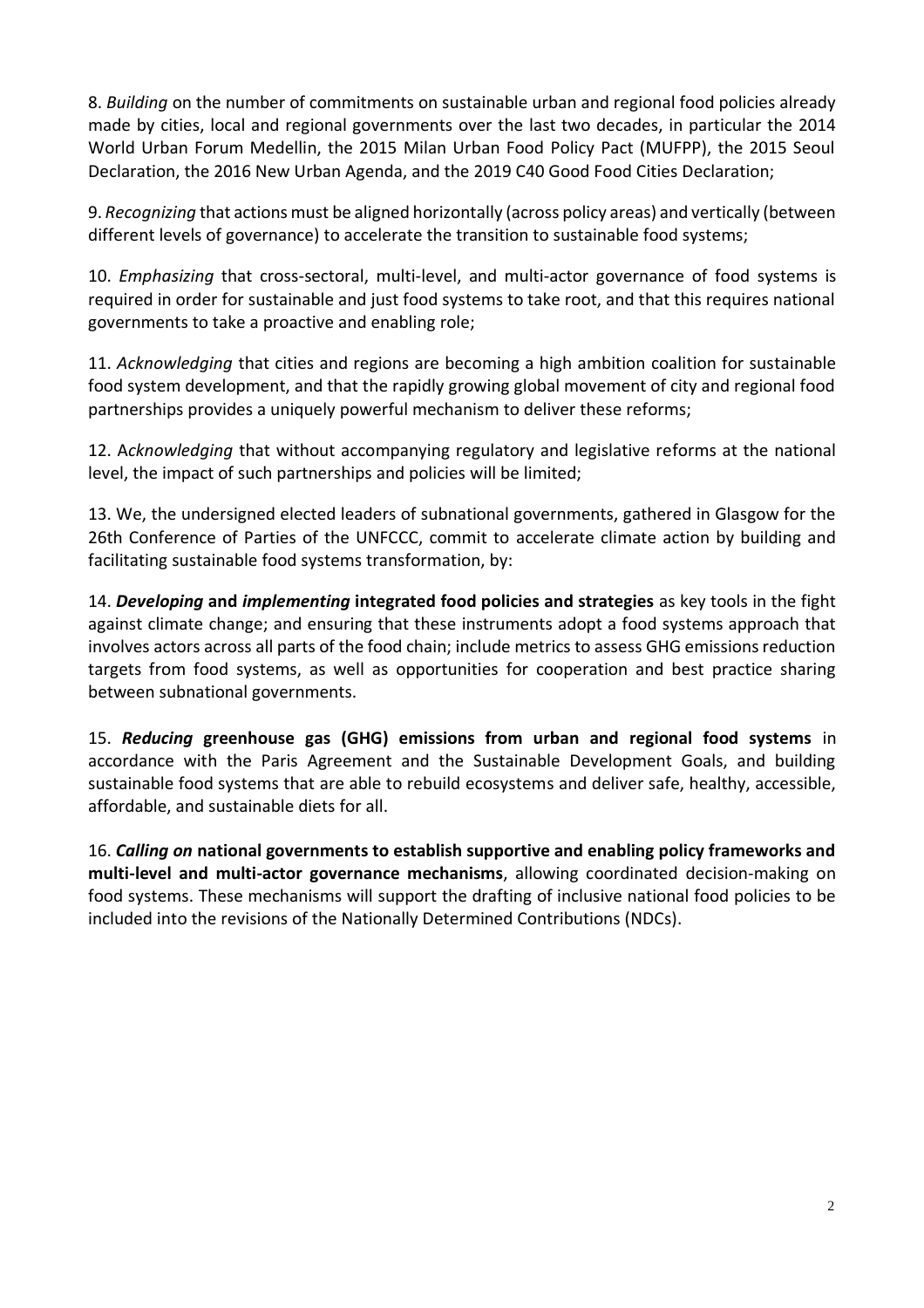8. *Building* on the number of commitments on sustainable urban and regional food policies already made by cities, local and regional governments over the last two decades, in particular the 2014 World Urban Forum Medellin, the 2015 Milan Urban Food Policy Pact (MUFPP), the 2015 Seoul Declaration, the 2016 New Urban Agenda, and the 2019 C40 Good Food Cities Declaration;

9. *Recognizing* that actions must be aligned horizontally (across policy areas) and vertically (between different levels of governance) to accelerate the transition to sustainable food systems;

10. *Emphasizing* that cross-sectoral, multi-level, and multi-actor governance of food systems is required in order for sustainable and just food systems to take root, and that this requires national governments to take a proactive and enabling role;

11. *Acknowledging* that cities and regions are becoming a high ambition coalition for sustainable food system development, and that the rapidly growing global movement of city and regional food partnerships provides a uniquely powerful mechanism to deliver these reforms;

12. A*cknowledging* that without accompanying regulatory and legislative reforms at the national level, the impact of such partnerships and policies will be limited;

13. We, the undersigned elected leaders of subnational governments, gathered in Glasgow for the 26th Conference of Parties of the UNFCCC, commit to accelerate climate action by building and facilitating sustainable food systems transformation, by:

14. ***Developing* and *implementing* integrated food policies and strategies** as key tools in the fight against climate change; and ensuring that these instruments adopt a food systems approach that involves actors across all parts of the food chain; include metrics to assess GHG emissions reduction targets from food systems, as well as opportunities for cooperation and best practice sharing between subnational governments.

15. ***Reducing* greenhouse gas (GHG) emissions from urban and regional food systems** in accordance with the Paris Agreement and the Sustainable Development Goals, and building sustainable food systems that are able to rebuild ecosystems and deliver safe, healthy, accessible, affordable, and sustainable diets for all.

16. ***Calling on* national governments to establish supportive and enabling policy frameworks and multi-level and multi-actor governance mechanisms**, allowing coordinated decision-making on food systems. These mechanisms will support the drafting of inclusive national food policies to be included into the revisions of the Nationally Determined Contributions (NDCs).